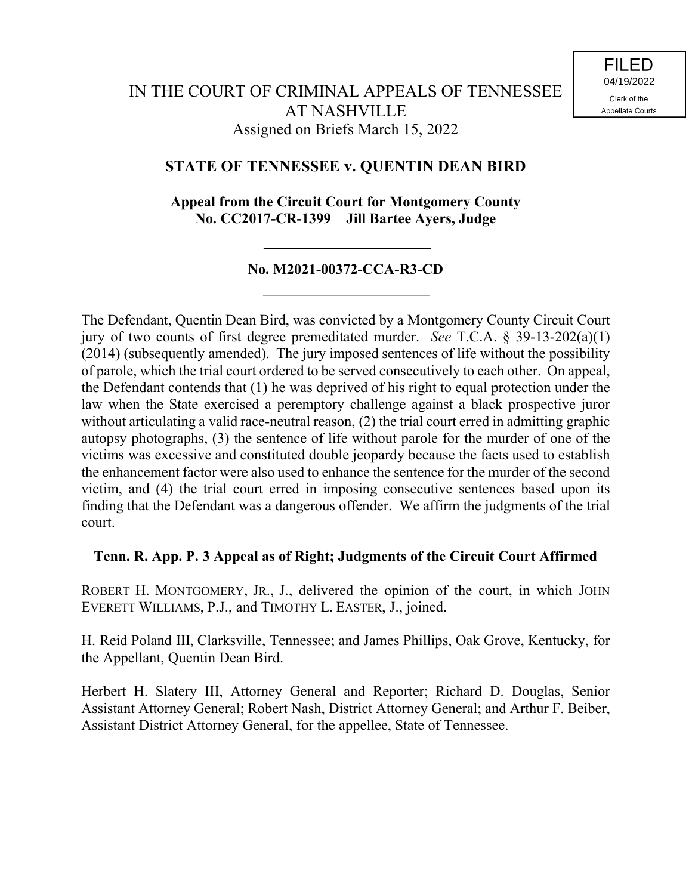FILED
04/19/2022
Clerk of the
Appellate Courts

# IN THE COURT OF CRIMINAL APPEALS OF TENNESSEE AT NASHVILLE

Assigned on Briefs March 15, 2022

## STATE OF TENNESSEE v. QUENTIN DEAN BIRD

**Appeal from the Circuit Court for Montgomery County**
**No. CC2017-CR-1399 Jill Bartee Ayers, Judge**

---

**No. M2021-00372-CCA-R3-CD**

---

The Defendant, Quentin Dean Bird, was convicted by a Montgomery County Circuit Court jury of two counts of first degree premeditated murder. *See* T.C.A. § 39-13-202(a)(1) (2014) (subsequently amended). The jury imposed sentences of life without the possibility of parole, which the trial court ordered to be served consecutively to each other. On appeal, the Defendant contends that (1) he was deprived of his right to equal protection under the law when the State exercised a peremptory challenge against a black prospective juror without articulating a valid race-neutral reason, (2) the trial court erred in admitting graphic autopsy photographs, (3) the sentence of life without parole for the murder of one of the victims was excessive and constituted double jeopardy because the facts used to establish the enhancement factor were also used to enhance the sentence for the murder of the second victim, and (4) the trial court erred in imposing consecutive sentences based upon its finding that the Defendant was a dangerous offender. We affirm the judgments of the trial court.

**Tenn. R. App. P. 3 Appeal as of Right; Judgments of the Circuit Court Affirmed**

ROBERT H. MONTGOMERY, JR., J., delivered the opinion of the court, in which JOHN EVERETT WILLIAMS, P.J., and TIMOTHY L. EASTER, J., joined.

H. Reid Poland III, Clarksville, Tennessee; and James Phillips, Oak Grove, Kentucky, for the Appellant, Quentin Dean Bird.

Herbert H. Slatery III, Attorney General and Reporter; Richard D. Douglas, Senior Assistant Attorney General; Robert Nash, District Attorney General; and Arthur F. Beiber, Assistant District Attorney General, for the appellee, State of Tennessee.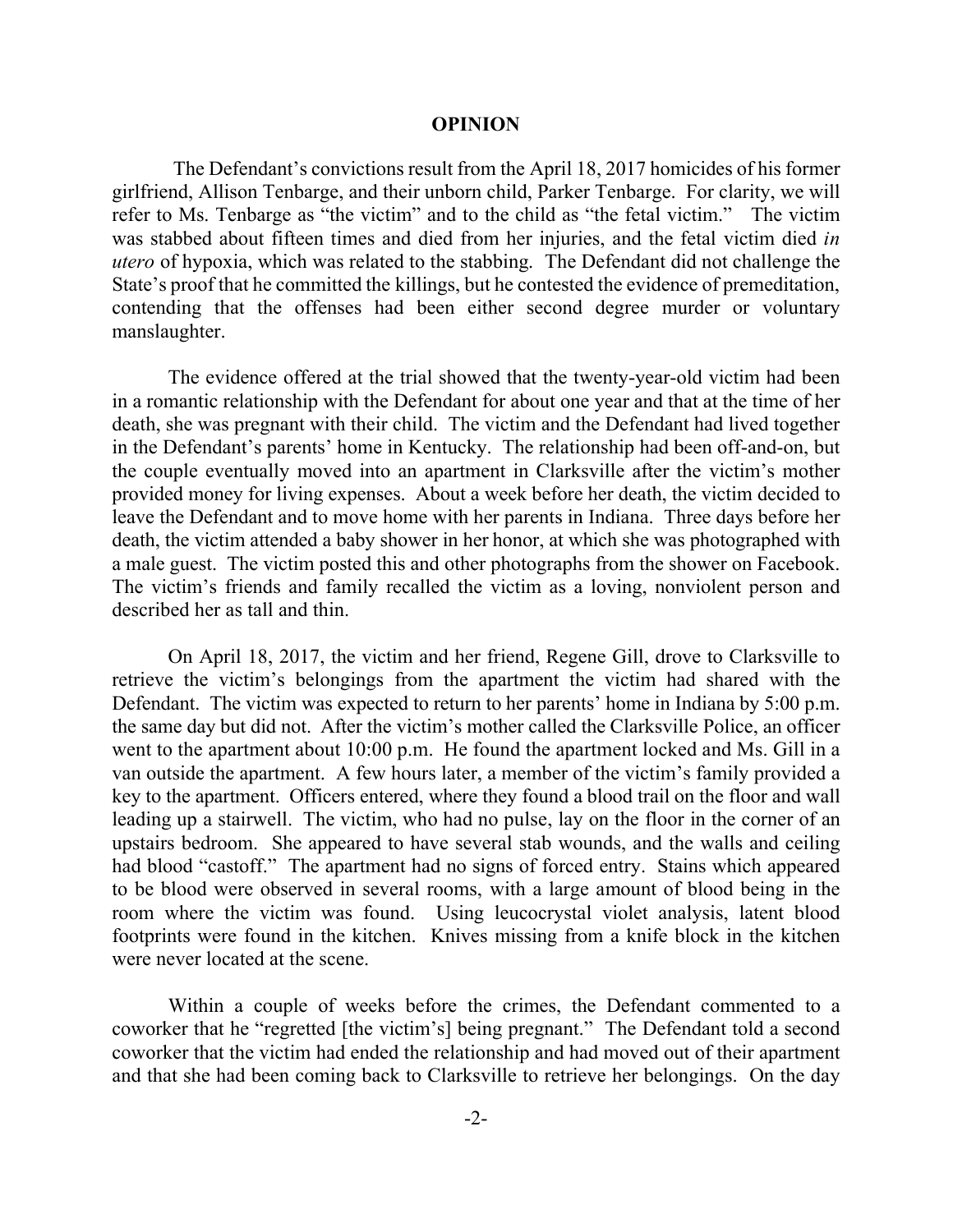# OPINION

The Defendant's convictions result from the April 18, 2017 homicides of his former girlfriend, Allison Tenbarge, and their unborn child, Parker Tenbarge. For clarity, we will refer to Ms. Tenbarge as "the victim" and to the child as "the fetal victim." The victim was stabbed about fifteen times and died from her injuries, and the fetal victim died *in utero* of hypoxia, which was related to the stabbing. The Defendant did not challenge the State's proof that he committed the killings, but he contested the evidence of premeditation, contending that the offenses had been either second degree murder or voluntary manslaughter.

The evidence offered at the trial showed that the twenty-year-old victim had been in a romantic relationship with the Defendant for about one year and that at the time of her death, she was pregnant with their child. The victim and the Defendant had lived together in the Defendant's parents' home in Kentucky. The relationship had been off-and-on, but the couple eventually moved into an apartment in Clarksville after the victim's mother provided money for living expenses. About a week before her death, the victim decided to leave the Defendant and to move home with her parents in Indiana. Three days before her death, the victim attended a baby shower in her honor, at which she was photographed with a male guest. The victim posted this and other photographs from the shower on Facebook. The victim's friends and family recalled the victim as a loving, nonviolent person and described her as tall and thin.

On April 18, 2017, the victim and her friend, Regene Gill, drove to Clarksville to retrieve the victim's belongings from the apartment the victim had shared with the Defendant. The victim was expected to return to her parents' home in Indiana by 5:00 p.m. the same day but did not. After the victim's mother called the Clarksville Police, an officer went to the apartment about 10:00 p.m. He found the apartment locked and Ms. Gill in a van outside the apartment. A few hours later, a member of the victim's family provided a key to the apartment. Officers entered, where they found a blood trail on the floor and wall leading up a stairwell. The victim, who had no pulse, lay on the floor in the corner of an upstairs bedroom. She appeared to have several stab wounds, and the walls and ceiling had blood "castoff." The apartment had no signs of forced entry. Stains which appeared to be blood were observed in several rooms, with a large amount of blood being in the room where the victim was found. Using leucocrystal violet analysis, latent blood footprints were found in the kitchen. Knives missing from a knife block in the kitchen were never located at the scene.

Within a couple of weeks before the crimes, the Defendant commented to a coworker that he "regretted [the victim's] being pregnant." The Defendant told a second coworker that the victim had ended the relationship and had moved out of their apartment and that she had been coming back to Clarksville to retrieve her belongings. On the day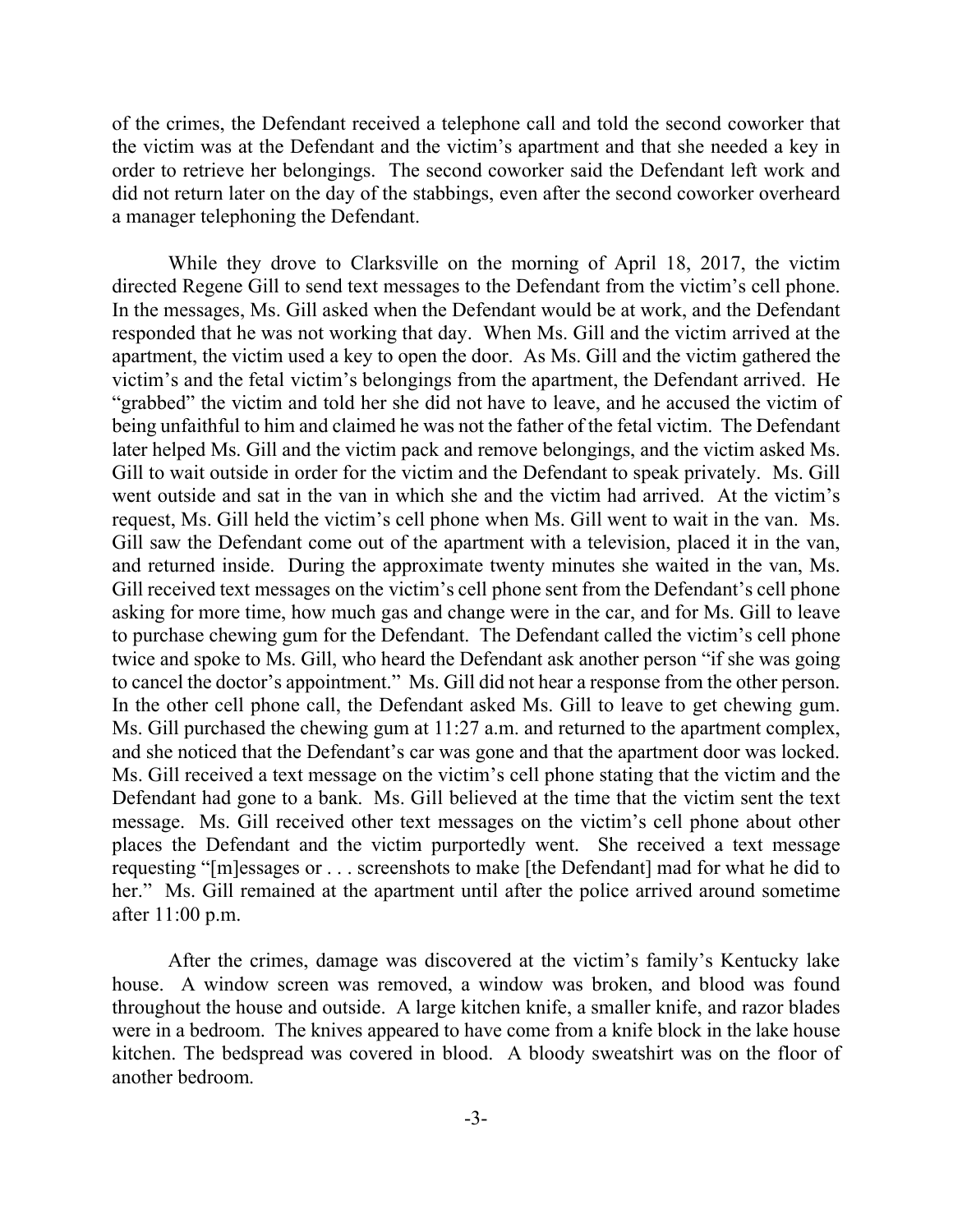of the crimes, the Defendant received a telephone call and told the second coworker that the victim was at the Defendant and the victim's apartment and that she needed a key in order to retrieve her belongings. The second coworker said the Defendant left work and did not return later on the day of the stabbings, even after the second coworker overheard a manager telephoning the Defendant.

While they drove to Clarksville on the morning of April 18, 2017, the victim directed Regene Gill to send text messages to the Defendant from the victim's cell phone. In the messages, Ms. Gill asked when the Defendant would be at work, and the Defendant responded that he was not working that day. When Ms. Gill and the victim arrived at the apartment, the victim used a key to open the door. As Ms. Gill and the victim gathered the victim's and the fetal victim's belongings from the apartment, the Defendant arrived. He "grabbed" the victim and told her she did not have to leave, and he accused the victim of being unfaithful to him and claimed he was not the father of the fetal victim. The Defendant later helped Ms. Gill and the victim pack and remove belongings, and the victim asked Ms. Gill to wait outside in order for the victim and the Defendant to speak privately. Ms. Gill went outside and sat in the van in which she and the victim had arrived. At the victim's request, Ms. Gill held the victim's cell phone when Ms. Gill went to wait in the van. Ms. Gill saw the Defendant come out of the apartment with a television, placed it in the van, and returned inside. During the approximate twenty minutes she waited in the van, Ms. Gill received text messages on the victim's cell phone sent from the Defendant's cell phone asking for more time, how much gas and change were in the car, and for Ms. Gill to leave to purchase chewing gum for the Defendant. The Defendant called the victim's cell phone twice and spoke to Ms. Gill, who heard the Defendant ask another person "if she was going to cancel the doctor's appointment." Ms. Gill did not hear a response from the other person. In the other cell phone call, the Defendant asked Ms. Gill to leave to get chewing gum. Ms. Gill purchased the chewing gum at 11:27 a.m. and returned to the apartment complex, and she noticed that the Defendant's car was gone and that the apartment door was locked. Ms. Gill received a text message on the victim's cell phone stating that the victim and the Defendant had gone to a bank. Ms. Gill believed at the time that the victim sent the text message. Ms. Gill received other text messages on the victim's cell phone about other places the Defendant and the victim purportedly went. She received a text message requesting "[m]essages or . . . screenshots to make [the Defendant] mad for what he did to her." Ms. Gill remained at the apartment until after the police arrived around sometime after 11:00 p.m.

After the crimes, damage was discovered at the victim's family's Kentucky lake house. A window screen was removed, a window was broken, and blood was found throughout the house and outside. A large kitchen knife, a smaller knife, and razor blades were in a bedroom. The knives appeared to have come from a knife block in the lake house kitchen. The bedspread was covered in blood. A bloody sweatshirt was on the floor of another bedroom.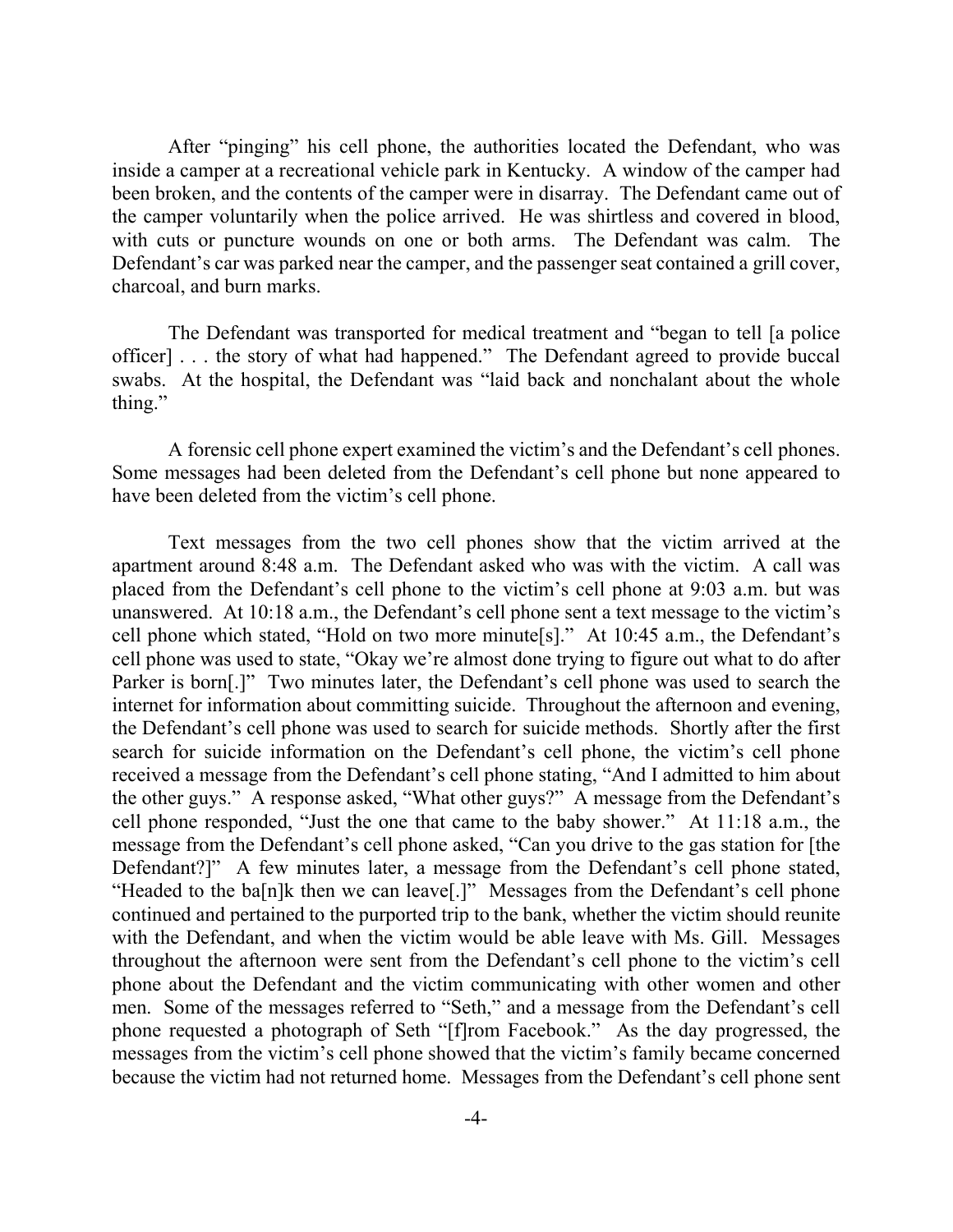After "pinging" his cell phone, the authorities located the Defendant, who was inside a camper at a recreational vehicle park in Kentucky. A window of the camper had been broken, and the contents of the camper were in disarray. The Defendant came out of the camper voluntarily when the police arrived. He was shirtless and covered in blood, with cuts or puncture wounds on one or both arms. The Defendant was calm. The Defendant's car was parked near the camper, and the passenger seat contained a grill cover, charcoal, and burn marks.

The Defendant was transported for medical treatment and "began to tell [a police officer] . . . the story of what had happened." The Defendant agreed to provide buccal swabs. At the hospital, the Defendant was "laid back and nonchalant about the whole thing."

A forensic cell phone expert examined the victim's and the Defendant's cell phones. Some messages had been deleted from the Defendant's cell phone but none appeared to have been deleted from the victim's cell phone.

Text messages from the two cell phones show that the victim arrived at the apartment around 8:48 a.m. The Defendant asked who was with the victim. A call was placed from the Defendant's cell phone to the victim's cell phone at 9:03 a.m. but was unanswered. At 10:18 a.m., the Defendant's cell phone sent a text message to the victim's cell phone which stated, "Hold on two more minute[s]." At 10:45 a.m., the Defendant's cell phone was used to state, "Okay we're almost done trying to figure out what to do after Parker is born[.]" Two minutes later, the Defendant's cell phone was used to search the internet for information about committing suicide. Throughout the afternoon and evening, the Defendant's cell phone was used to search for suicide methods. Shortly after the first search for suicide information on the Defendant's cell phone, the victim's cell phone received a message from the Defendant's cell phone stating, "And I admitted to him about the other guys." A response asked, "What other guys?" A message from the Defendant's cell phone responded, "Just the one that came to the baby shower." At 11:18 a.m., the message from the Defendant's cell phone asked, "Can you drive to the gas station for [the Defendant?]" A few minutes later, a message from the Defendant's cell phone stated, "Headed to the ba[n]k then we can leave[.]" Messages from the Defendant's cell phone continued and pertained to the purported trip to the bank, whether the victim should reunite with the Defendant, and when the victim would be able leave with Ms. Gill. Messages throughout the afternoon were sent from the Defendant's cell phone to the victim's cell phone about the Defendant and the victim communicating with other women and other men. Some of the messages referred to "Seth," and a message from the Defendant's cell phone requested a photograph of Seth "[f]rom Facebook." As the day progressed, the messages from the victim's cell phone showed that the victim's family became concerned because the victim had not returned home. Messages from the Defendant's cell phone sent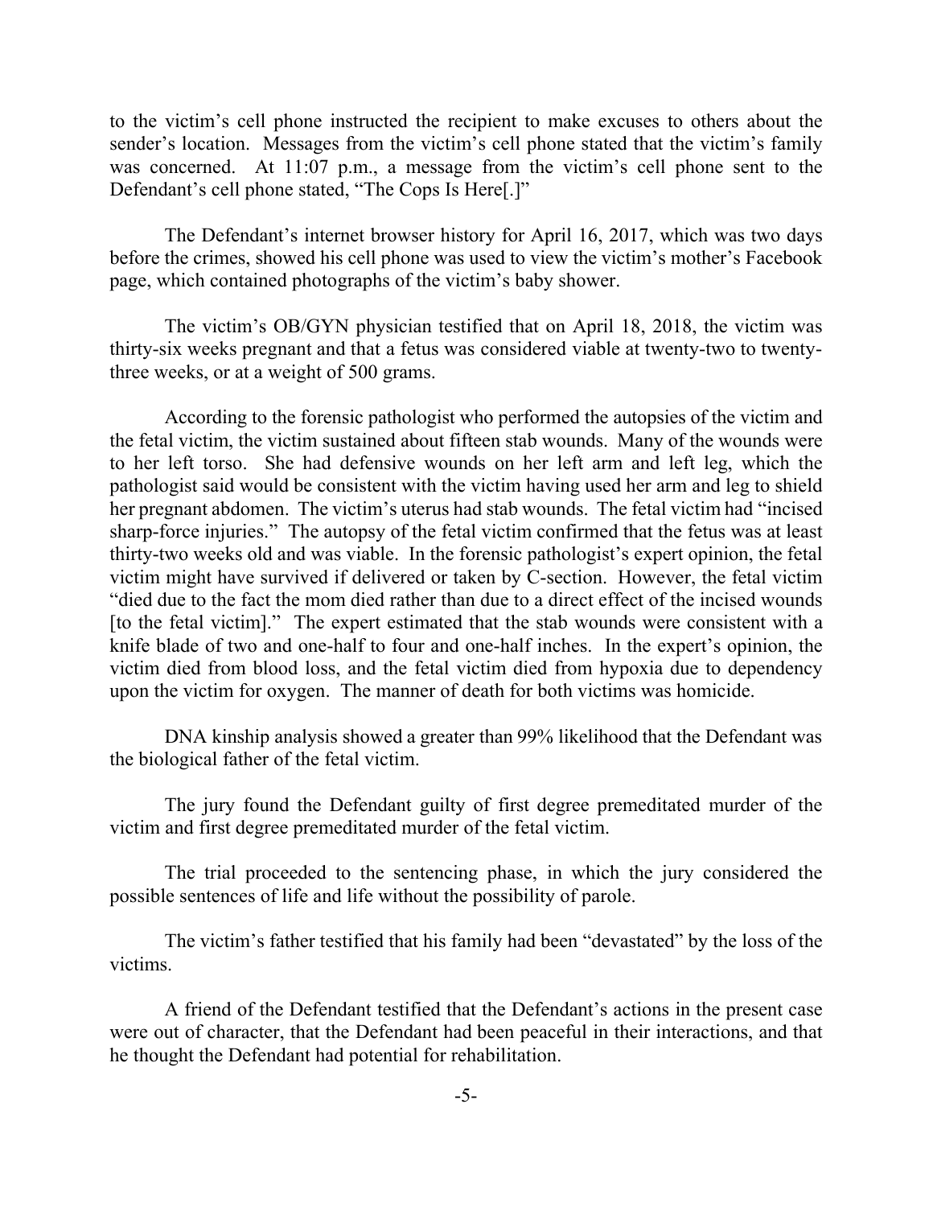to the victim's cell phone instructed the recipient to make excuses to others about the sender's location. Messages from the victim's cell phone stated that the victim's family was concerned. At 11:07 p.m., a message from the victim's cell phone sent to the Defendant's cell phone stated, "The Cops Is Here[.]"

The Defendant's internet browser history for April 16, 2017, which was two days before the crimes, showed his cell phone was used to view the victim's mother's Facebook page, which contained photographs of the victim's baby shower.

The victim's OB/GYN physician testified that on April 18, 2018, the victim was thirty-six weeks pregnant and that a fetus was considered viable at twenty-two to twenty-three weeks, or at a weight of 500 grams.

According to the forensic pathologist who performed the autopsies of the victim and the fetal victim, the victim sustained about fifteen stab wounds. Many of the wounds were to her left torso. She had defensive wounds on her left arm and left leg, which the pathologist said would be consistent with the victim having used her arm and leg to shield her pregnant abdomen. The victim's uterus had stab wounds. The fetal victim had "incised sharp-force injuries." The autopsy of the fetal victim confirmed that the fetus was at least thirty-two weeks old and was viable. In the forensic pathologist's expert opinion, the fetal victim might have survived if delivered or taken by C-section. However, the fetal victim "died due to the fact the mom died rather than due to a direct effect of the incised wounds [to the fetal victim]." The expert estimated that the stab wounds were consistent with a knife blade of two and one-half to four and one-half inches. In the expert's opinion, the victim died from blood loss, and the fetal victim died from hypoxia due to dependency upon the victim for oxygen. The manner of death for both victims was homicide.

DNA kinship analysis showed a greater than 99% likelihood that the Defendant was the biological father of the fetal victim.

The jury found the Defendant guilty of first degree premeditated murder of the victim and first degree premeditated murder of the fetal victim.

The trial proceeded to the sentencing phase, in which the jury considered the possible sentences of life and life without the possibility of parole.

The victim's father testified that his family had been "devastated" by the loss of the victims.

A friend of the Defendant testified that the Defendant's actions in the present case were out of character, that the Defendant had been peaceful in their interactions, and that he thought the Defendant had potential for rehabilitation.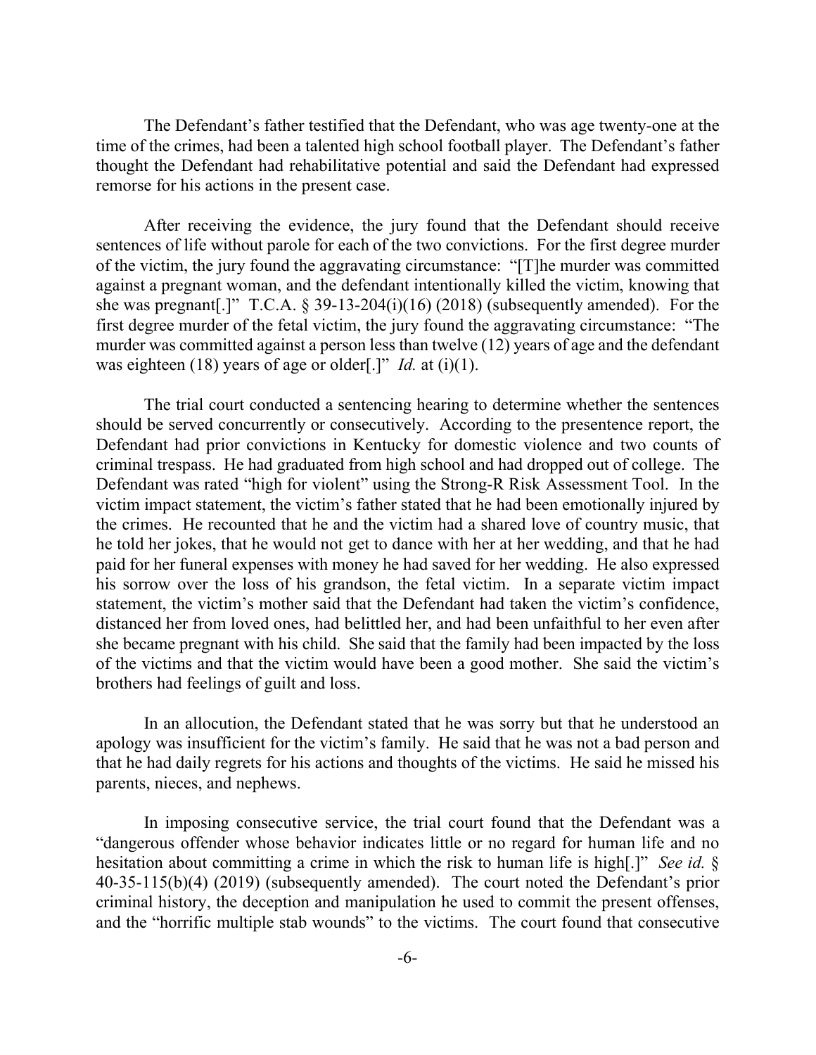The Defendant's father testified that the Defendant, who was age twenty-one at the time of the crimes, had been a talented high school football player. The Defendant's father thought the Defendant had rehabilitative potential and said the Defendant had expressed remorse for his actions in the present case.

After receiving the evidence, the jury found that the Defendant should receive sentences of life without parole for each of the two convictions. For the first degree murder of the victim, the jury found the aggravating circumstance: "[T]he murder was committed against a pregnant woman, and the defendant intentionally killed the victim, knowing that she was pregnant[.]" T.C.A. § 39-13-204(i)(16) (2018) (subsequently amended). For the first degree murder of the fetal victim, the jury found the aggravating circumstance: "The murder was committed against a person less than twelve (12) years of age and the defendant was eighteen (18) years of age or older[.]" *Id.* at (i)(1).

The trial court conducted a sentencing hearing to determine whether the sentences should be served concurrently or consecutively. According to the presentence report, the Defendant had prior convictions in Kentucky for domestic violence and two counts of criminal trespass. He had graduated from high school and had dropped out of college. The Defendant was rated "high for violent" using the Strong-R Risk Assessment Tool. In the victim impact statement, the victim's father stated that he had been emotionally injured by the crimes. He recounted that he and the victim had a shared love of country music, that he told her jokes, that he would not get to dance with her at her wedding, and that he had paid for her funeral expenses with money he had saved for her wedding. He also expressed his sorrow over the loss of his grandson, the fetal victim. In a separate victim impact statement, the victim's mother said that the Defendant had taken the victim's confidence, distanced her from loved ones, had belittled her, and had been unfaithful to her even after she became pregnant with his child. She said that the family had been impacted by the loss of the victims and that the victim would have been a good mother. She said the victim's brothers had feelings of guilt and loss.

In an allocution, the Defendant stated that he was sorry but that he understood an apology was insufficient for the victim's family. He said that he was not a bad person and that he had daily regrets for his actions and thoughts of the victims. He said he missed his parents, nieces, and nephews.

In imposing consecutive service, the trial court found that the Defendant was a "dangerous offender whose behavior indicates little or no regard for human life and no hesitation about committing a crime in which the risk to human life is high[.]" *See id.* § 40-35-115(b)(4) (2019) (subsequently amended). The court noted the Defendant's prior criminal history, the deception and manipulation he used to commit the present offenses, and the "horrific multiple stab wounds" to the victims. The court found that consecutive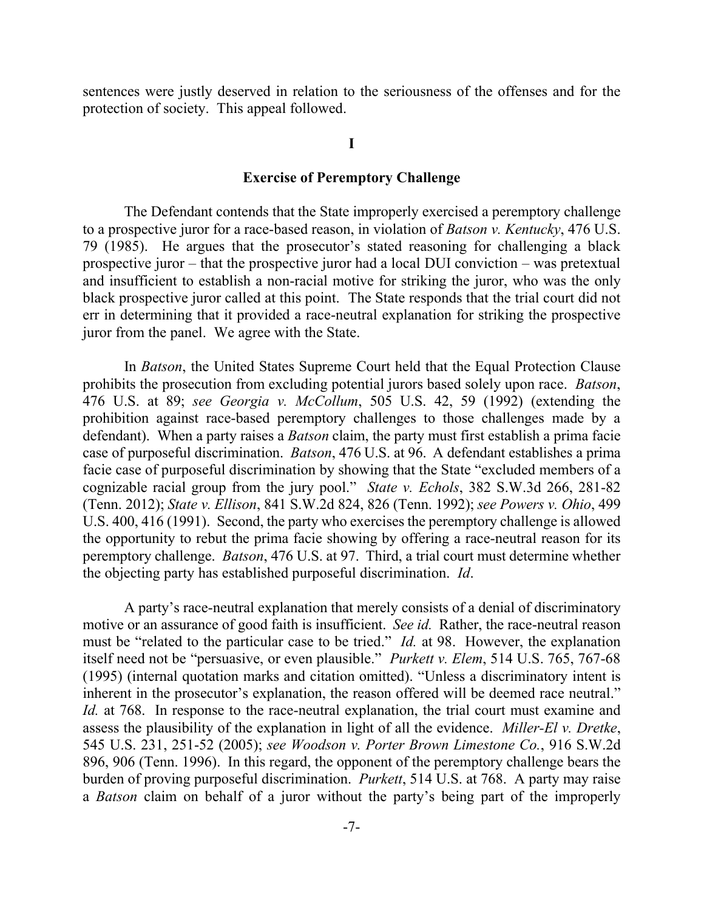sentences were justly deserved in relation to the seriousness of the offenses and for the protection of society. This appeal followed.

## I

### Exercise of Peremptory Challenge

The Defendant contends that the State improperly exercised a peremptory challenge to a prospective juror for a race-based reason, in violation of *Batson v. Kentucky*, 476 U.S. 79 (1985). He argues that the prosecutor's stated reasoning for challenging a black prospective juror – that the prospective juror had a local DUI conviction – was pretextual and insufficient to establish a non-racial motive for striking the juror, who was the only black prospective juror called at this point. The State responds that the trial court did not err in determining that it provided a race-neutral explanation for striking the prospective juror from the panel. We agree with the State.

In *Batson*, the United States Supreme Court held that the Equal Protection Clause prohibits the prosecution from excluding potential jurors based solely upon race. *Batson*, 476 U.S. at 89; *see Georgia v. McCollum*, 505 U.S. 42, 59 (1992) (extending the prohibition against race-based peremptory challenges to those challenges made by a defendant). When a party raises a *Batson* claim, the party must first establish a prima facie case of purposeful discrimination. *Batson*, 476 U.S. at 96. A defendant establishes a prima facie case of purposeful discrimination by showing that the State "excluded members of a cognizable racial group from the jury pool." *State v. Echols*, 382 S.W.3d 266, 281-82 (Tenn. 2012); *State v. Ellison*, 841 S.W.2d 824, 826 (Tenn. 1992); *see Powers v. Ohio*, 499 U.S. 400, 416 (1991). Second, the party who exercises the peremptory challenge is allowed the opportunity to rebut the prima facie showing by offering a race-neutral reason for its peremptory challenge. *Batson*, 476 U.S. at 97. Third, a trial court must determine whether the objecting party has established purposeful discrimination. *Id*.

A party's race-neutral explanation that merely consists of a denial of discriminatory motive or an assurance of good faith is insufficient. *See id.* Rather, the race-neutral reason must be "related to the particular case to be tried." *Id.* at 98. However, the explanation itself need not be "persuasive, or even plausible." *Purkett v. Elem*, 514 U.S. 765, 767-68 (1995) (internal quotation marks and citation omitted). "Unless a discriminatory intent is inherent in the prosecutor's explanation, the reason offered will be deemed race neutral." *Id.* at 768. In response to the race-neutral explanation, the trial court must examine and assess the plausibility of the explanation in light of all the evidence. *Miller-El v. Dretke*, 545 U.S. 231, 251-52 (2005); *see Woodson v. Porter Brown Limestone Co.*, 916 S.W.2d 896, 906 (Tenn. 1996). In this regard, the opponent of the peremptory challenge bears the burden of proving purposeful discrimination. *Purkett*, 514 U.S. at 768. A party may raise a *Batson* claim on behalf of a juror without the party's being part of the improperly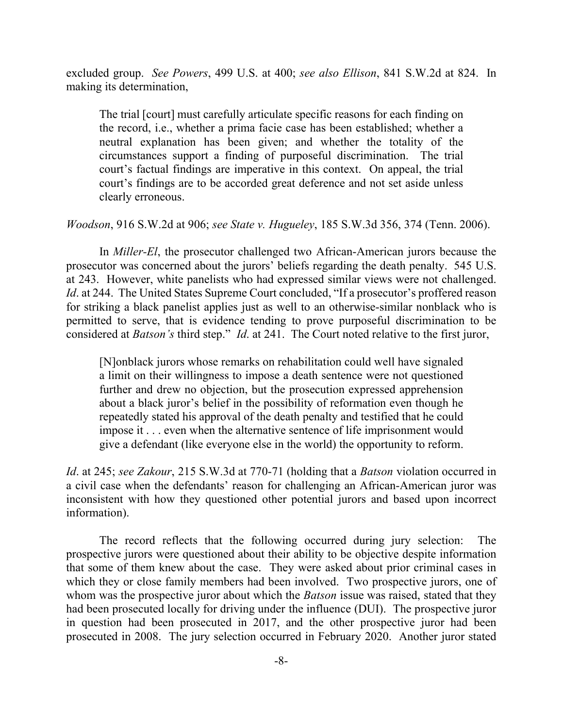excluded group. *See Powers*, 499 U.S. at 400; *see also Ellison*, 841 S.W.2d at 824. In making its determination,

> The trial [court] must carefully articulate specific reasons for each finding on the record, i.e., whether a prima facie case has been established; whether a neutral explanation has been given; and whether the totality of the circumstances support a finding of purposeful discrimination. The trial court's factual findings are imperative in this context. On appeal, the trial court's findings are to be accorded great deference and not set aside unless clearly erroneous.

*Woodson*, 916 S.W.2d at 906; *see State v. Hugueley*, 185 S.W.3d 356, 374 (Tenn. 2006).

In *Miller-El*, the prosecutor challenged two African-American jurors because the prosecutor was concerned about the jurors' beliefs regarding the death penalty. 545 U.S. at 243. However, white panelists who had expressed similar views were not challenged. *Id*. at 244. The United States Supreme Court concluded, "If a prosecutor's proffered reason for striking a black panelist applies just as well to an otherwise-similar nonblack who is permitted to serve, that is evidence tending to prove purposeful discrimination to be considered at *Batson's* third step." *Id*. at 241. The Court noted relative to the first juror,

> [N]onblack jurors whose remarks on rehabilitation could well have signaled a limit on their willingness to impose a death sentence were not questioned further and drew no objection, but the prosecution expressed apprehension about a black juror's belief in the possibility of reformation even though he repeatedly stated his approval of the death penalty and testified that he could impose it . . . even when the alternative sentence of life imprisonment would give a defendant (like everyone else in the world) the opportunity to reform.

*Id*. at 245; *see Zakour*, 215 S.W.3d at 770-71 (holding that a *Batson* violation occurred in a civil case when the defendants' reason for challenging an African-American juror was inconsistent with how they questioned other potential jurors and based upon incorrect information).

The record reflects that the following occurred during jury selection: The prospective jurors were questioned about their ability to be objective despite information that some of them knew about the case. They were asked about prior criminal cases in which they or close family members had been involved. Two prospective jurors, one of whom was the prospective juror about which the *Batson* issue was raised, stated that they had been prosecuted locally for driving under the influence (DUI). The prospective juror in question had been prosecuted in 2017, and the other prospective juror had been prosecuted in 2008. The jury selection occurred in February 2020. Another juror stated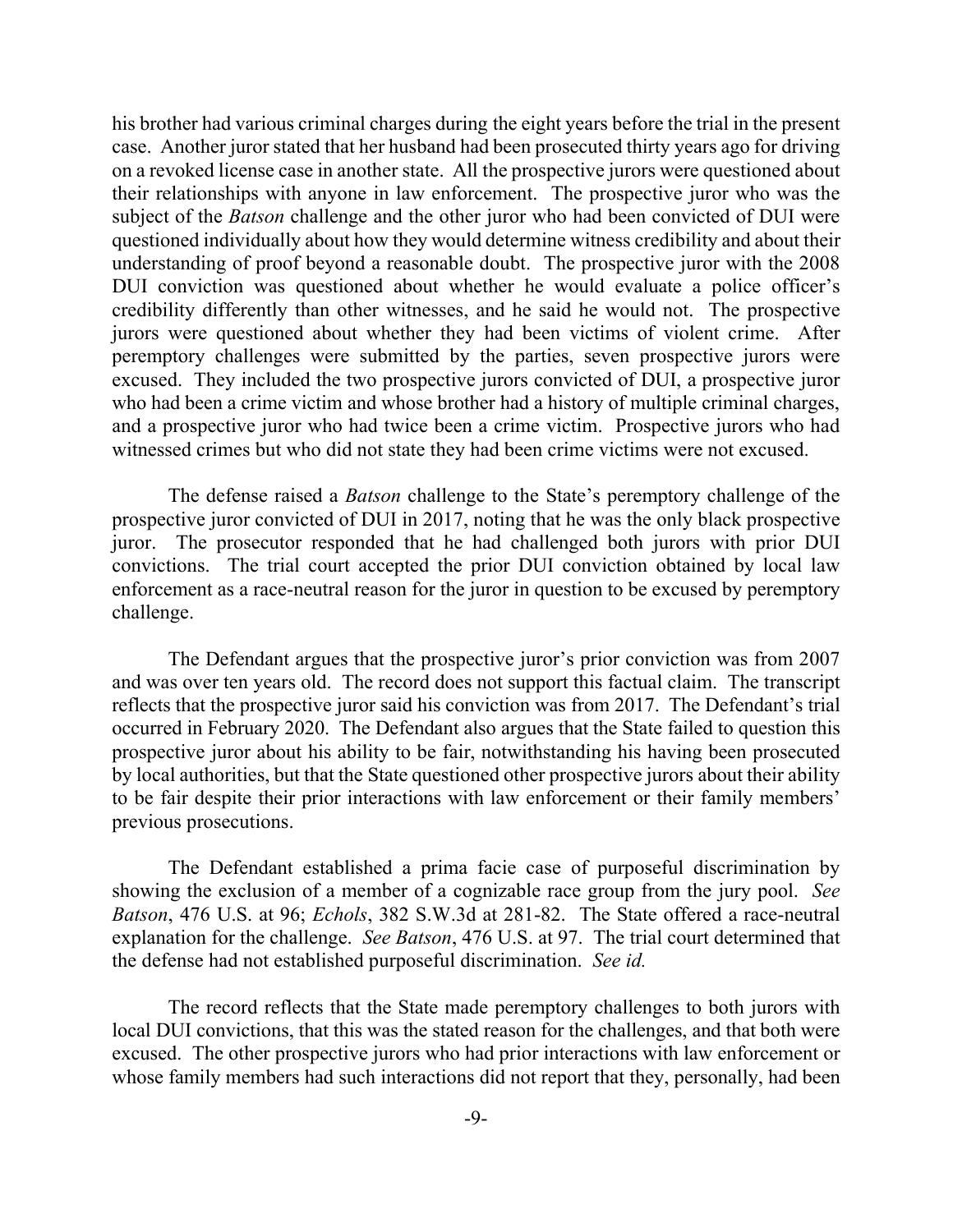his brother had various criminal charges during the eight years before the trial in the present case. Another juror stated that her husband had been prosecuted thirty years ago for driving on a revoked license case in another state. All the prospective jurors were questioned about their relationships with anyone in law enforcement. The prospective juror who was the subject of the *Batson* challenge and the other juror who had been convicted of DUI were questioned individually about how they would determine witness credibility and about their understanding of proof beyond a reasonable doubt. The prospective juror with the 2008 DUI conviction was questioned about whether he would evaluate a police officer's credibility differently than other witnesses, and he said he would not. The prospective jurors were questioned about whether they had been victims of violent crime. After peremptory challenges were submitted by the parties, seven prospective jurors were excused. They included the two prospective jurors convicted of DUI, a prospective juror who had been a crime victim and whose brother had a history of multiple criminal charges, and a prospective juror who had twice been a crime victim. Prospective jurors who had witnessed crimes but who did not state they had been crime victims were not excused.

The defense raised a *Batson* challenge to the State's peremptory challenge of the prospective juror convicted of DUI in 2017, noting that he was the only black prospective juror. The prosecutor responded that he had challenged both jurors with prior DUI convictions. The trial court accepted the prior DUI conviction obtained by local law enforcement as a race-neutral reason for the juror in question to be excused by peremptory challenge.

The Defendant argues that the prospective juror's prior conviction was from 2007 and was over ten years old. The record does not support this factual claim. The transcript reflects that the prospective juror said his conviction was from 2017. The Defendant's trial occurred in February 2020. The Defendant also argues that the State failed to question this prospective juror about his ability to be fair, notwithstanding his having been prosecuted by local authorities, but that the State questioned other prospective jurors about their ability to be fair despite their prior interactions with law enforcement or their family members' previous prosecutions.

The Defendant established a prima facie case of purposeful discrimination by showing the exclusion of a member of a cognizable race group from the jury pool. *See Batson*, 476 U.S. at 96; *Echols*, 382 S.W.3d at 281-82. The State offered a race-neutral explanation for the challenge. *See Batson*, 476 U.S. at 97. The trial court determined that the defense had not established purposeful discrimination. *See id.*

The record reflects that the State made peremptory challenges to both jurors with local DUI convictions, that this was the stated reason for the challenges, and that both were excused. The other prospective jurors who had prior interactions with law enforcement or whose family members had such interactions did not report that they, personally, had been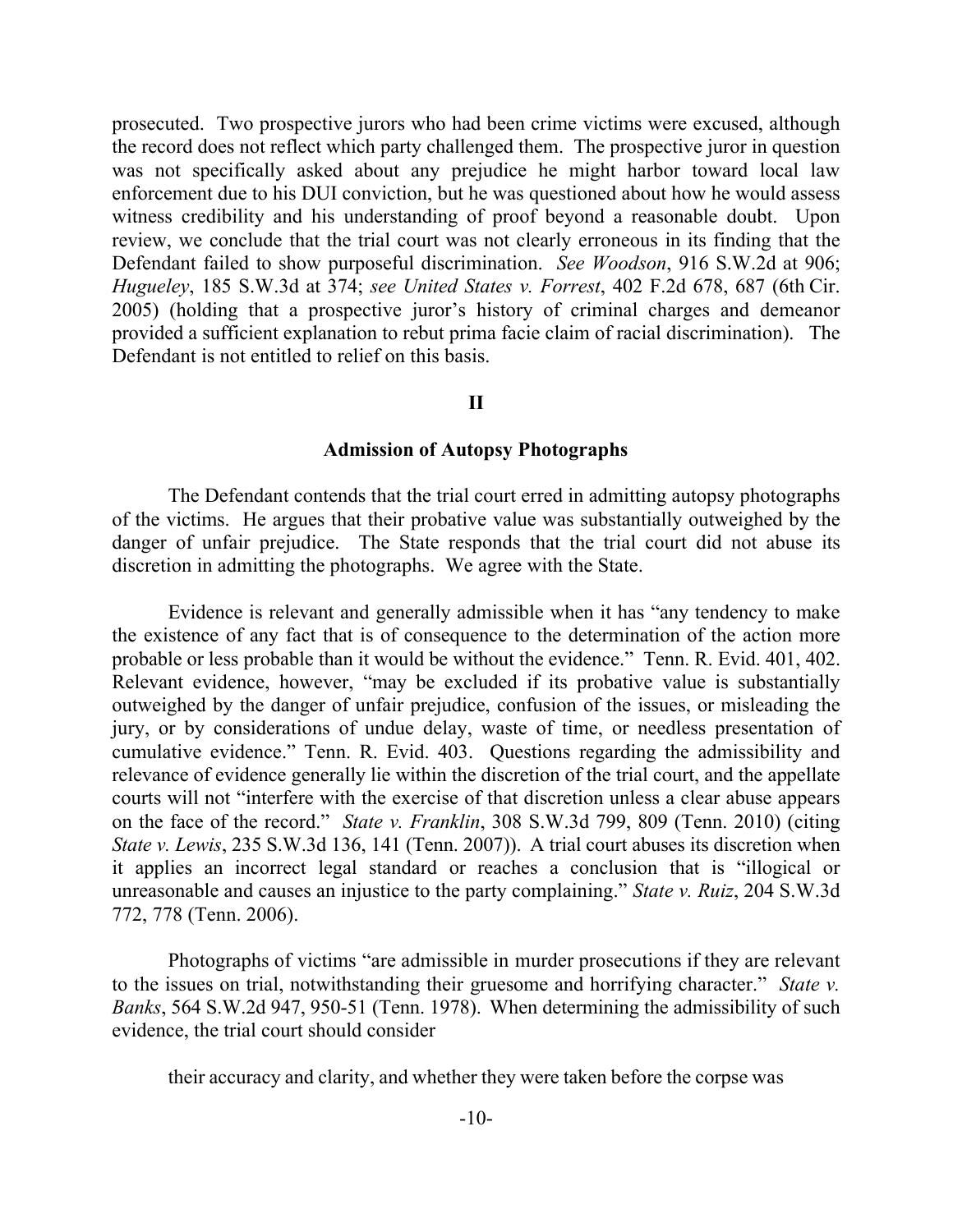prosecuted. Two prospective jurors who had been crime victims were excused, although the record does not reflect which party challenged them. The prospective juror in question was not specifically asked about any prejudice he might harbor toward local law enforcement due to his DUI conviction, but he was questioned about how he would assess witness credibility and his understanding of proof beyond a reasonable doubt. Upon review, we conclude that the trial court was not clearly erroneous in its finding that the Defendant failed to show purposeful discrimination. *See Woodson*, 916 S.W.2d at 906; *Hugueley*, 185 S.W.3d at 374; *see United States v. Forrest*, 402 F.2d 678, 687 (6th Cir. 2005) (holding that a prospective juror's history of criminal charges and demeanor provided a sufficient explanation to rebut prima facie claim of racial discrimination). The Defendant is not entitled to relief on this basis.

## II

### Admission of Autopsy Photographs

The Defendant contends that the trial court erred in admitting autopsy photographs of the victims. He argues that their probative value was substantially outweighed by the danger of unfair prejudice. The State responds that the trial court did not abuse its discretion in admitting the photographs. We agree with the State.

Evidence is relevant and generally admissible when it has "any tendency to make the existence of any fact that is of consequence to the determination of the action more probable or less probable than it would be without the evidence." Tenn. R. Evid. 401, 402. Relevant evidence, however, "may be excluded if its probative value is substantially outweighed by the danger of unfair prejudice, confusion of the issues, or misleading the jury, or by considerations of undue delay, waste of time, or needless presentation of cumulative evidence." Tenn. R. Evid. 403. Questions regarding the admissibility and relevance of evidence generally lie within the discretion of the trial court, and the appellate courts will not "interfere with the exercise of that discretion unless a clear abuse appears on the face of the record." *State v. Franklin*, 308 S.W.3d 799, 809 (Tenn. 2010) (citing *State v. Lewis*, 235 S.W.3d 136, 141 (Tenn. 2007)). A trial court abuses its discretion when it applies an incorrect legal standard or reaches a conclusion that is "illogical or unreasonable and causes an injustice to the party complaining." *State v. Ruiz*, 204 S.W.3d 772, 778 (Tenn. 2006).

Photographs of victims "are admissible in murder prosecutions if they are relevant to the issues on trial, notwithstanding their gruesome and horrifying character." *State v. Banks*, 564 S.W.2d 947, 950-51 (Tenn. 1978). When determining the admissibility of such evidence, the trial court should consider

> their accuracy and clarity, and whether they were taken before the corpse was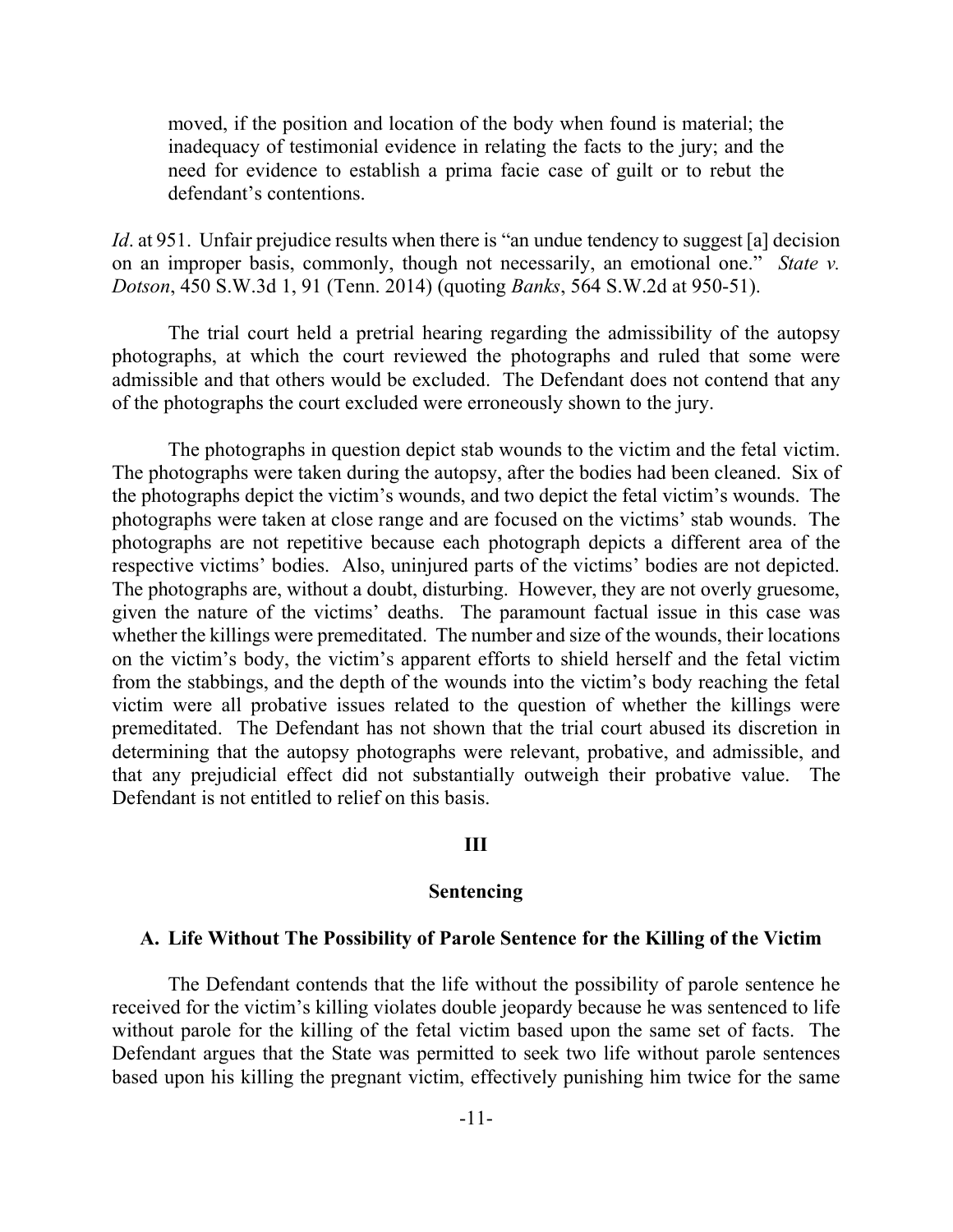> moved, if the position and location of the body when found is material; the inadequacy of testimonial evidence in relating the facts to the jury; and the need for evidence to establish a prima facie case of guilt or to rebut the defendant's contentions.

*Id*. at 951. Unfair prejudice results when there is "an undue tendency to suggest [a] decision on an improper basis, commonly, though not necessarily, an emotional one." *State v. Dotson*, 450 S.W.3d 1, 91 (Tenn. 2014) (quoting *Banks*, 564 S.W.2d at 950-51).

The trial court held a pretrial hearing regarding the admissibility of the autopsy photographs, at which the court reviewed the photographs and ruled that some were admissible and that others would be excluded. The Defendant does not contend that any of the photographs the court excluded were erroneously shown to the jury.

The photographs in question depict stab wounds to the victim and the fetal victim. The photographs were taken during the autopsy, after the bodies had been cleaned. Six of the photographs depict the victim's wounds, and two depict the fetal victim's wounds. The photographs were taken at close range and are focused on the victims' stab wounds. The photographs are not repetitive because each photograph depicts a different area of the respective victims' bodies. Also, uninjured parts of the victims' bodies are not depicted. The photographs are, without a doubt, disturbing. However, they are not overly gruesome, given the nature of the victims' deaths. The paramount factual issue in this case was whether the killings were premeditated. The number and size of the wounds, their locations on the victim's body, the victim's apparent efforts to shield herself and the fetal victim from the stabbings, and the depth of the wounds into the victim's body reaching the fetal victim were all probative issues related to the question of whether the killings were premeditated. The Defendant has not shown that the trial court abused its discretion in determining that the autopsy photographs were relevant, probative, and admissible, and that any prejudicial effect did not substantially outweigh their probative value. The Defendant is not entitled to relief on this basis.

## III

## Sentencing

### A. Life Without The Possibility of Parole Sentence for the Killing of the Victim

The Defendant contends that the life without the possibility of parole sentence he received for the victim's killing violates double jeopardy because he was sentenced to life without parole for the killing of the fetal victim based upon the same set of facts. The Defendant argues that the State was permitted to seek two life without parole sentences based upon his killing the pregnant victim, effectively punishing him twice for the same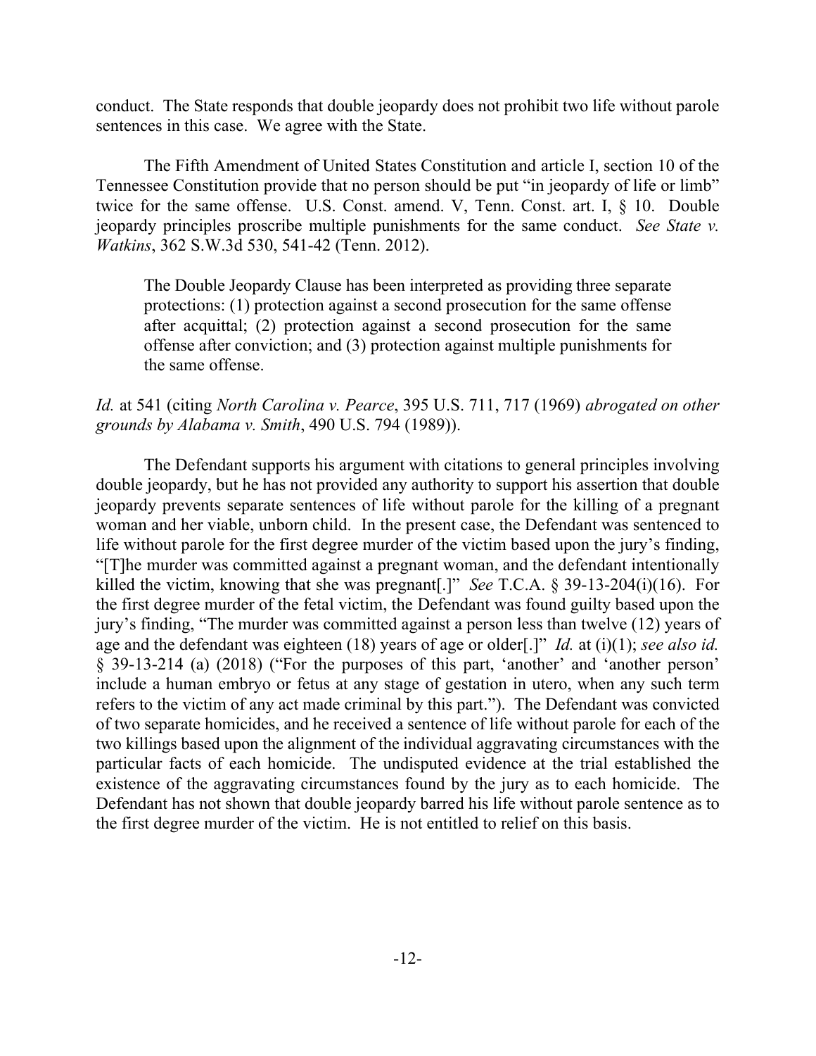conduct. The State responds that double jeopardy does not prohibit two life without parole sentences in this case. We agree with the State.

The Fifth Amendment of United States Constitution and article I, section 10 of the Tennessee Constitution provide that no person should be put "in jeopardy of life or limb" twice for the same offense. U.S. Const. amend. V, Tenn. Const. art. I, § 10. Double jeopardy principles proscribe multiple punishments for the same conduct. *See State v. Watkins*, 362 S.W.3d 530, 541-42 (Tenn. 2012).

> The Double Jeopardy Clause has been interpreted as providing three separate protections: (1) protection against a second prosecution for the same offense after acquittal; (2) protection against a second prosecution for the same offense after conviction; and (3) protection against multiple punishments for the same offense.

*Id.* at 541 (citing *North Carolina v. Pearce*, 395 U.S. 711, 717 (1969) *abrogated on other grounds by Alabama v. Smith*, 490 U.S. 794 (1989)).

The Defendant supports his argument with citations to general principles involving double jeopardy, but he has not provided any authority to support his assertion that double jeopardy prevents separate sentences of life without parole for the killing of a pregnant woman and her viable, unborn child. In the present case, the Defendant was sentenced to life without parole for the first degree murder of the victim based upon the jury's finding, "[T]he murder was committed against a pregnant woman, and the defendant intentionally killed the victim, knowing that she was pregnant[.]" *See* T.C.A. § 39-13-204(i)(16). For the first degree murder of the fetal victim, the Defendant was found guilty based upon the jury's finding, "The murder was committed against a person less than twelve (12) years of age and the defendant was eighteen (18) years of age or older[.]" *Id.* at (i)(1); *see also id.* § 39-13-214 (a) (2018) ("For the purposes of this part, 'another' and 'another person' include a human embryo or fetus at any stage of gestation in utero, when any such term refers to the victim of any act made criminal by this part."). The Defendant was convicted of two separate homicides, and he received a sentence of life without parole for each of the two killings based upon the alignment of the individual aggravating circumstances with the particular facts of each homicide. The undisputed evidence at the trial established the existence of the aggravating circumstances found by the jury as to each homicide. The Defendant has not shown that double jeopardy barred his life without parole sentence as to the first degree murder of the victim. He is not entitled to relief on this basis.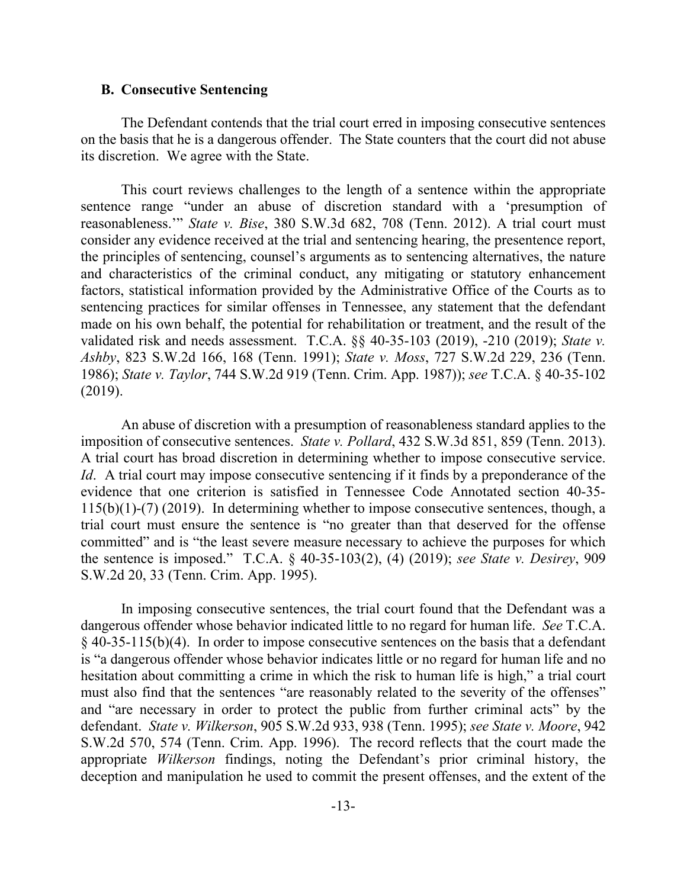### B. Consecutive Sentencing

The Defendant contends that the trial court erred in imposing consecutive sentences on the basis that he is a dangerous offender. The State counters that the court did not abuse its discretion. We agree with the State.

This court reviews challenges to the length of a sentence within the appropriate sentence range "under an abuse of discretion standard with a 'presumption of reasonableness.'" *State v. Bise*, 380 S.W.3d 682, 708 (Tenn. 2012). A trial court must consider any evidence received at the trial and sentencing hearing, the presentence report, the principles of sentencing, counsel's arguments as to sentencing alternatives, the nature and characteristics of the criminal conduct, any mitigating or statutory enhancement factors, statistical information provided by the Administrative Office of the Courts as to sentencing practices for similar offenses in Tennessee, any statement that the defendant made on his own behalf, the potential for rehabilitation or treatment, and the result of the validated risk and needs assessment. T.C.A. §§ 40-35-103 (2019), -210 (2019); *State v. Ashby*, 823 S.W.2d 166, 168 (Tenn. 1991); *State v. Moss*, 727 S.W.2d 229, 236 (Tenn. 1986); *State v. Taylor*, 744 S.W.2d 919 (Tenn. Crim. App. 1987)); *see* T.C.A. § 40-35-102 (2019).

An abuse of discretion with a presumption of reasonableness standard applies to the imposition of consecutive sentences. *State v. Pollard*, 432 S.W.3d 851, 859 (Tenn. 2013). A trial court has broad discretion in determining whether to impose consecutive service. *Id*. A trial court may impose consecutive sentencing if it finds by a preponderance of the evidence that one criterion is satisfied in Tennessee Code Annotated section 40-35-115(b)(1)-(7) (2019). In determining whether to impose consecutive sentences, though, a trial court must ensure the sentence is "no greater than that deserved for the offense committed" and is "the least severe measure necessary to achieve the purposes for which the sentence is imposed." T.C.A. § 40-35-103(2), (4) (2019); *see State v. Desirey*, 909 S.W.2d 20, 33 (Tenn. Crim. App. 1995).

In imposing consecutive sentences, the trial court found that the Defendant was a dangerous offender whose behavior indicated little to no regard for human life. *See* T.C.A. § 40-35-115(b)(4). In order to impose consecutive sentences on the basis that a defendant is "a dangerous offender whose behavior indicates little or no regard for human life and no hesitation about committing a crime in which the risk to human life is high," a trial court must also find that the sentences "are reasonably related to the severity of the offenses" and "are necessary in order to protect the public from further criminal acts" by the defendant. *State v. Wilkerson*, 905 S.W.2d 933, 938 (Tenn. 1995); *see State v. Moore*, 942 S.W.2d 570, 574 (Tenn. Crim. App. 1996). The record reflects that the court made the appropriate *Wilkerson* findings, noting the Defendant's prior criminal history, the deception and manipulation he used to commit the present offenses, and the extent of the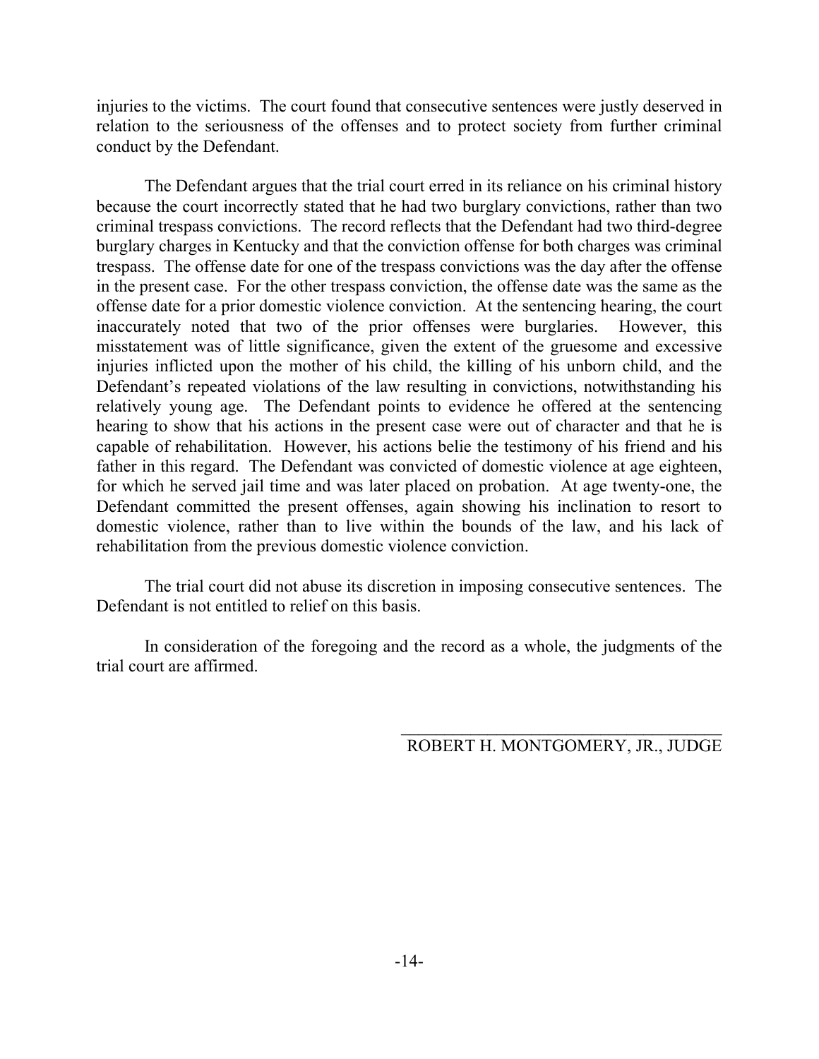injuries to the victims. The court found that consecutive sentences were justly deserved in relation to the seriousness of the offenses and to protect society from further criminal conduct by the Defendant.

The Defendant argues that the trial court erred in its reliance on his criminal history because the court incorrectly stated that he had two burglary convictions, rather than two criminal trespass convictions. The record reflects that the Defendant had two third-degree burglary charges in Kentucky and that the conviction offense for both charges was criminal trespass. The offense date for one of the trespass convictions was the day after the offense in the present case. For the other trespass conviction, the offense date was the same as the offense date for a prior domestic violence conviction. At the sentencing hearing, the court inaccurately noted that two of the prior offenses were burglaries. However, this misstatement was of little significance, given the extent of the gruesome and excessive injuries inflicted upon the mother of his child, the killing of his unborn child, and the Defendant's repeated violations of the law resulting in convictions, notwithstanding his relatively young age. The Defendant points to evidence he offered at the sentencing hearing to show that his actions in the present case were out of character and that he is capable of rehabilitation. However, his actions belie the testimony of his friend and his father in this regard. The Defendant was convicted of domestic violence at age eighteen, for which he served jail time and was later placed on probation. At age twenty-one, the Defendant committed the present offenses, again showing his inclination to resort to domestic violence, rather than to live within the bounds of the law, and his lack of rehabilitation from the previous domestic violence conviction.

The trial court did not abuse its discretion in imposing consecutive sentences. The Defendant is not entitled to relief on this basis.

In consideration of the foregoing and the record as a whole, the judgments of the trial court are affirmed.

\_\_\_\_\_\_\_\_\_\_\_\_\_\_\_\_\_\_\_\_\_\_\_\_\_\_\_\_\_\_\_\_\_\_\_\_\_\_\_\_

ROBERT H. MONTGOMERY, JR., JUDGE